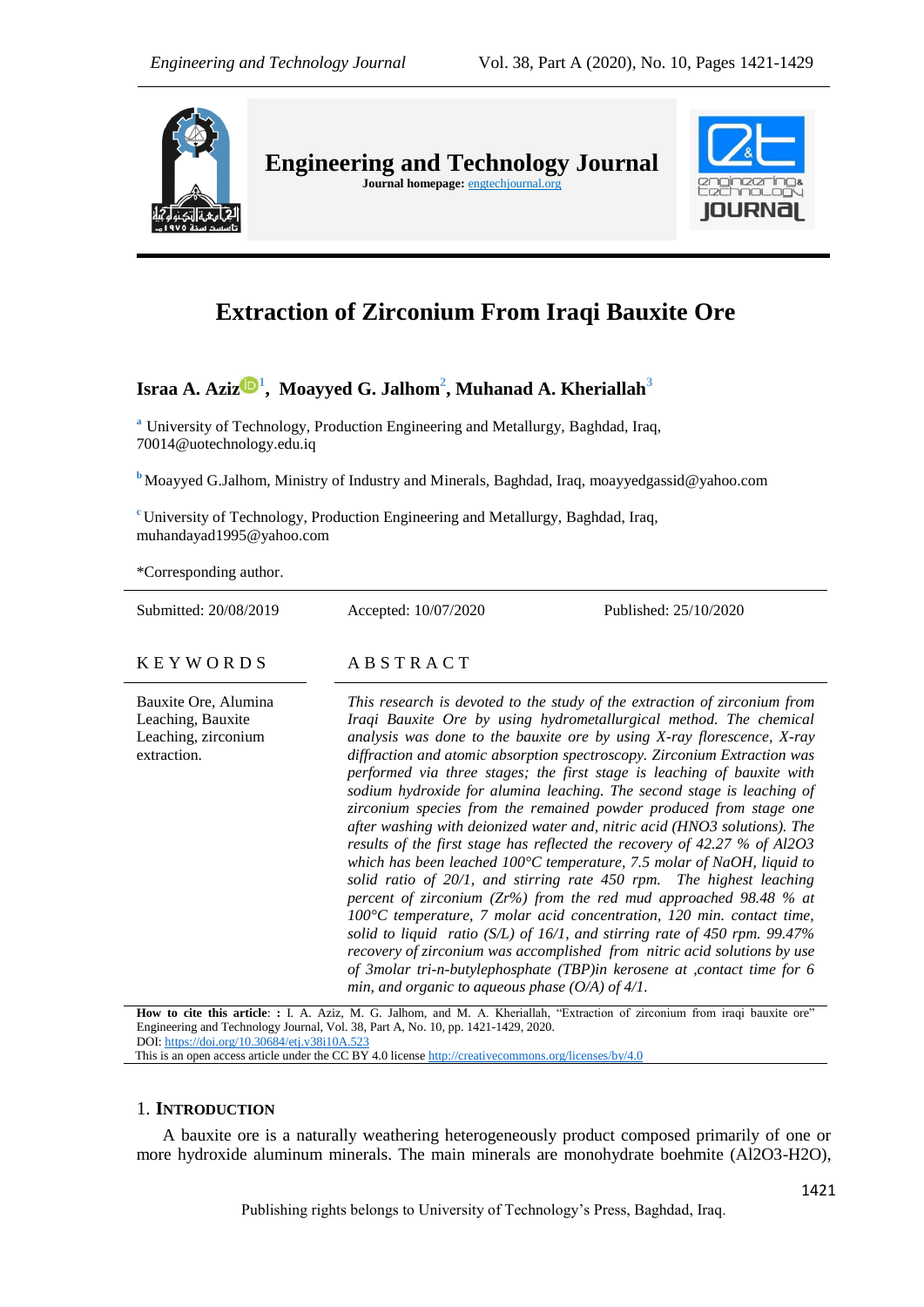# Engineering and Technology Journal

**Journal homepage:** engtechjournal.org

# Extraction of Zirconium From Iraqi Bauxite Ore

**Israa A. Aziz**[1], **Moayyed G. Jalhom**[2], **Muhanad A. Kheriallah**[3]

[a] University of Technology, Production Engineering and Metallurgy, Baghdad, Iraq, 70014@uotechnology.edu.iq

[b] Moayyed G.Jalhom, Ministry of Industry and Minerals, Baghdad, Iraq, moayyedgassid@yahoo.com

[c] University of Technology, Production Engineering and Metallurgy, Baghdad, Iraq, muhandayad1995@yahoo.com

*Corresponding author.

Submitted: 20/08/2019 Accepted: 10/07/2020 Published: 25/10/2020

## KEYWORDS

Bauxite Ore, Alumina Leaching, Bauxite Leaching, zirconium extraction.

## ABSTRACT

*This research is devoted to the study of the extraction of zirconium from Iraqi Bauxite Ore by using hydrometallurgical method. The chemical analysis was done to the bauxite ore by using X-ray florescence, X-ray diffraction and atomic absorption spectroscopy. Zirconium Extraction was performed via three stages; the first stage is leaching of bauxite with sodium hydroxide for alumina leaching. The second stage is leaching of zirconium species from the remained powder produced from stage one after washing with deionized water and, nitric acid (HNO3 solutions). The results of the first stage has reflected the recovery of 42.27 % of Al2O3 which has been leached 100°C temperature, 7.5 molar of NaOH, liquid to solid ratio of 20/1, and stirring rate 450 rpm. The highest leaching percent of zirconium (Zr%) from the red mud approached 98.48 % at 100°C temperature, 7 molar acid concentration, 120 min. contact time, solid to liquid ratio (S/L) of 16/1, and stirring rate of 450 rpm. 99.47% recovery of zirconium was accomplished from nitric acid solutions by use of 3molar tri-n-butylephosphate (TBP)in kerosene at ,contact time for 6 min, and organic to aqueous phase (O/A) of 4/1.*

**How to cite this article**: : I. A. Aziz, M. G. Jalhom, and M. A. Kheriallah, "Extraction of zirconium from iraqi bauxite ore" Engineering and Technology Journal, Vol. 38, Part A, No. 10, pp. 1421-1429, 2020.
DOI: https://doi.org/10.30684/etj.v38i10A.523
This is an open access article under the CC BY 4.0 license http://creativecommons.org/licenses/by/4.0

## 1. Introduction

A bauxite ore is a naturally weathering heterogeneously product composed primarily of one or more hydroxide aluminum minerals. The main minerals are monohydrate boehmite (Al2O3-H2O),

Publishing rights belongs to University of Technology's Press, Baghdad, Iraq.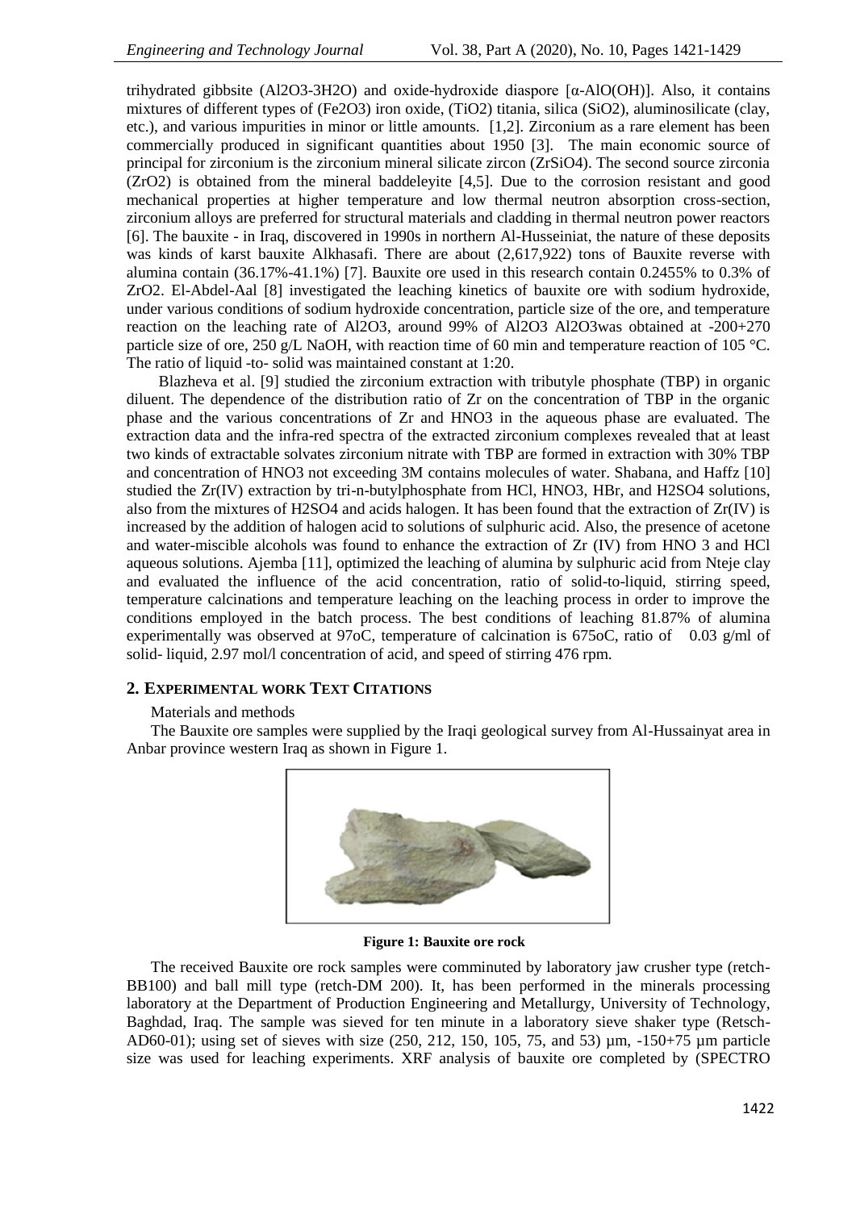trihydrated gibbsite ($Al_2O_3$-$3H_2O$) and oxide-hydroxide diaspore [α-AlO(OH)]. Also, it contains mixtures of different types of ($Fe_2O_3$) iron oxide, ($TiO_2$) titania, silica ($SiO_2$), aluminosilicate (clay, etc.), and various impurities in minor or little amounts. [1,2]. Zirconium as a rare element has been commercially produced in significant quantities about 1950 [3]. The main economic source of principal for zirconium is the zirconium mineral silicate zircon ($ZrSiO_4$). The second source zirconia ($ZrO_2$) is obtained from the mineral baddeleyite [4,5]. Due to the corrosion resistant and good mechanical properties at higher temperature and low thermal neutron absorption cross-section, zirconium alloys are preferred for structural materials and cladding in thermal neutron power reactors [6]. The bauxite - in Iraq, discovered in 1990s in northern Al-Husseiniat, the nature of these deposits was kinds of karst bauxite Alkhasafi. There are about (2,617,922) tons of Bauxite reverse with alumina contain (36.17%-41.1%) [7]. Bauxite ore used in this research contain 0.2455% to 0.3% of $ZrO_2$. El-Abdel-Aal [8] investigated the leaching kinetics of bauxite ore with sodium hydroxide, under various conditions of sodium hydroxide concentration, particle size of the ore, and temperature reaction on the leaching rate of $Al_2O_3$, around 99% of $Al_2O_3$ $Al_2O_3$was obtained at -200+270 particle size of ore, 250 g/L NaOH, with reaction time of 60 min and temperature reaction of 105 °C. The ratio of liquid -to- solid was maintained constant at 1:20.

Blazheva et al. [9] studied the zirconium extraction with tributyle phosphate (TBP) in organic diluent. The dependence of the distribution ratio of Zr on the concentration of TBP in the organic phase and the various concentrations of Zr and $HNO_3$ in the aqueous phase are evaluated. The extraction data and the infra-red spectra of the extracted zirconium complexes revealed that at least two kinds of extractable solvates zirconium nitrate with TBP are formed in extraction with 30% TBP and concentration of $HNO_3$ not exceeding 3M contains molecules of water. Shabana, and Haffz [10] studied the Zr(IV) extraction by tri-n-butylphosphate from HCl, $HNO_3$, HBr, and $H_2SO_4$ solutions, also from the mixtures of $H_2SO_4$ and acids halogen. It has been found that the extraction of Zr(IV) is increased by the addition of halogen acid to solutions of sulphuric acid. Also, the presence of acetone and water-miscible alcohols was found to enhance the extraction of Zr (IV) from HNO 3 and HCl aqueous solutions. Ajemba [11], optimized the leaching of alumina by sulphuric acid from Nteje clay and evaluated the influence of the acid concentration, ratio of solid-to-liquid, stirring speed, temperature calcinations and temperature leaching on the leaching process in order to improve the conditions employed in the batch process. The best conditions of leaching 81.87% of alumina experimentally was observed at 97oC, temperature of calcination is 675oC, ratio of 0.03 g/ml of solid- liquid, 2.97 mol/l concentration of acid, and speed of stirring 476 rpm.

## 2. Experimental work Text Citations

Materials and methods

The Bauxite ore samples were supplied by the Iraqi geological survey from Al-Hussainyat area in Anbar province western Iraq as shown in Figure 1.

**Figure 1: Bauxite ore rock**

The received Bauxite ore rock samples were comminuted by laboratory jaw crusher type (retch-BB100) and ball mill type (retch-DM 200). It, has been performed in the minerals processing laboratory at the Department of Production Engineering and Metallurgy, University of Technology, Baghdad, Iraq. The sample was sieved for ten minute in a laboratory sieve shaker type (Retsch-AD60-01); using set of sieves with size (250, 212, 150, 105, 75, and 53) µm, -150+75 µm particle size was used for leaching experiments. XRF analysis of bauxite ore completed by (SPECTRO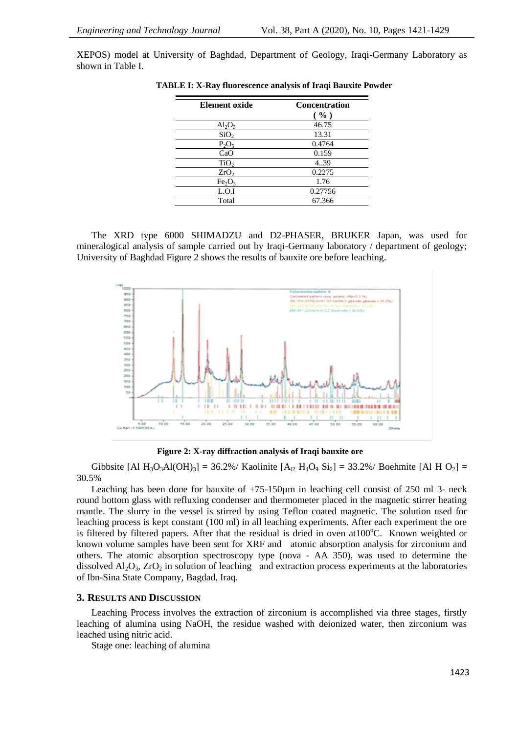XEPOS) model at University of Baghdad, Department of Geology, Iraqi-Germany Laboratory as shown in Table I.

**TABLE I: X-Ray fluorescence analysis of Iraqi Bauxite Powder**

| Element oxide | Concentration ( % ) |
|---|---|
| $Al_2O_3$ | 46.75 |
| $SiO_2$ | 13.31 |
| $P_2O_5$ | 0.4764 |
| CaO | 0.159 |
| $TiO_2$ | 4..39 |
| $ZrO_2$ | 0.2275 |
| $Fe_2O_3$ | 1.76 |
| L.O.I | 0.27756 |
| Total | 67.366 |

The XRD type 6000 SHIMADZU and D2-PHASER, BRUKER Japan, was used for mineralogical analysis of sample carried out by Iraqi-Germany laboratory / department of geology; University of Baghdad Figure 2 shows the results of bauxite ore before leaching.

**Figure 2: X-ray diffraction analysis of Iraqi bauxite ore**

Gibbsite [Al $H_3O_3Al(OH)_3$] = 36.2%/ Kaolinite [$A_{l2}$ $H_4O_9$ $Si_2$] = 33.2%/ Boehmite [Al H $O_2$] = 30.5%

Leaching has been done for bauxite of +75-150µm in leaching cell consist of 250 ml 3- neck round bottom glass with refluxing condenser and thermometer placed in the magnetic stirrer heating mantle. The slurry in the vessel is stirred by using Teflon coated magnetic. The solution used for leaching process is kept constant (100 ml) in all leaching experiments. After each experiment the ore is filtered by filtered papers. After that the residual is dried in oven at100°C. Known weighted or known volume samples have been sent for XRF and atomic absorption analysis for zirconium and others. The atomic absorption spectroscopy type (nova - AA 350), was used to determine the dissolved $Al_2O_3$, $ZrO_2$ in solution of leaching and extraction process experiments at the laboratories of Ibn-Sina State Company, Bagdad, Iraq.

## 3. Results and Discussion

Leaching Process involves the extraction of zirconium is accomplished via three stages, firstly leaching of alumina using NaOH, the residue washed with deionized water, then zirconium was leached using nitric acid.

Stage one: leaching of alumina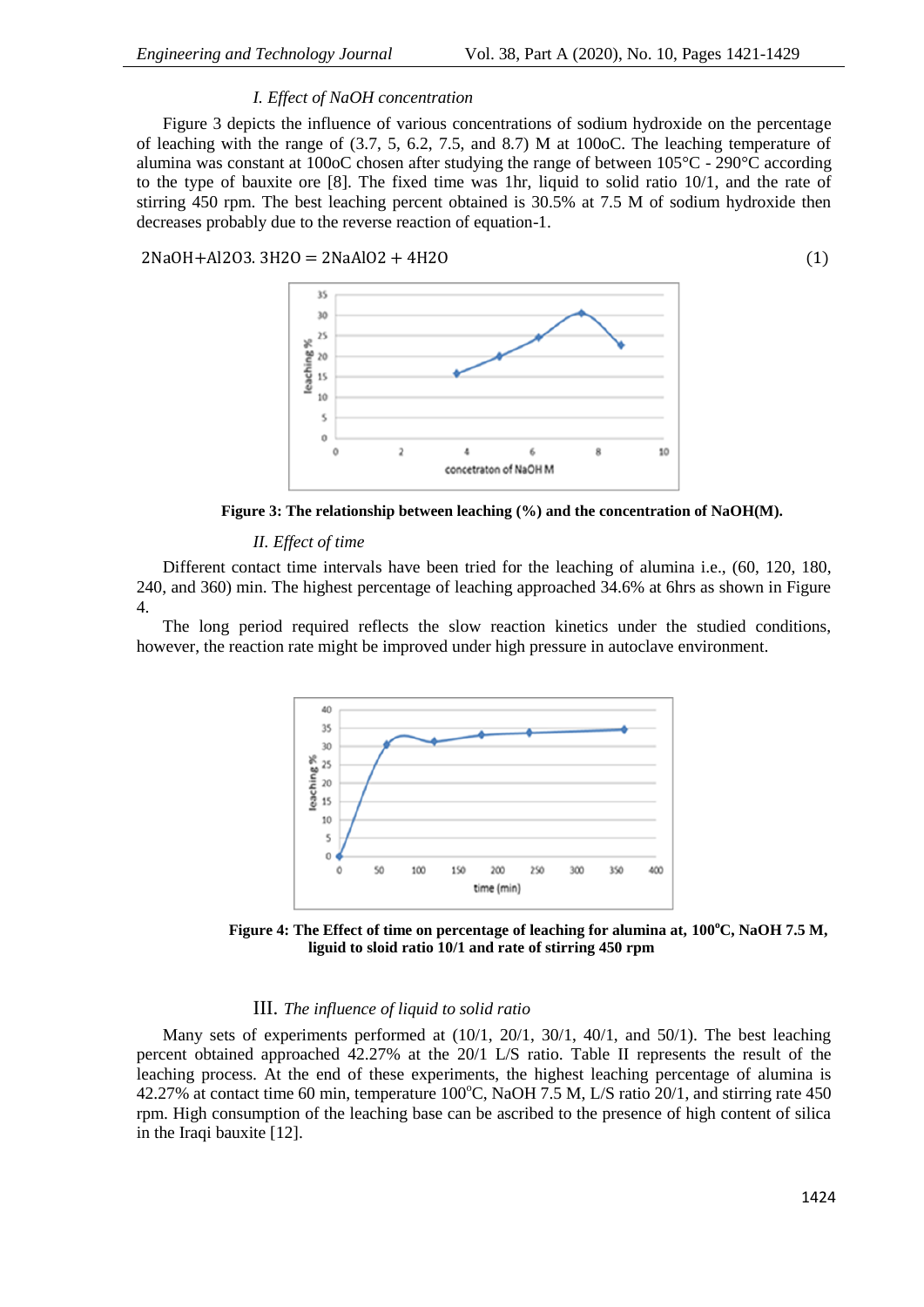### *I. Effect of NaOH concentration*

Figure 3 depicts the influence of various concentrations of sodium hydroxide on the percentage of leaching with the range of (3.7, 5, 6.2, 7.5, and 8.7) M at 100oC. The leaching temperature of alumina was constant at 100oC chosen after studying the range of between 105°C - 290°C according to the type of bauxite ore [8]. The fixed time was 1hr, liquid to solid ratio 10/1, and the rate of stirring 450 rpm. The best leaching percent obtained is 30.5% at 7.5 M of sodium hydroxide then decreases probably due to the reverse reaction of equation-1.

$$2NaOH + Al_2O_3 . 3H_2O = 2NaAlO_2 + 4H_2O \quad (1)$$

**Figure 3: The relationship between leaching (%) and the concentration of NaOH(M).**

### *II. Effect of time*

Different contact time intervals have been tried for the leaching of alumina i.e., (60, 120, 180, 240, and 360) min. The highest percentage of leaching approached 34.6% at 6hrs as shown in Figure 4.

The long period required reflects the slow reaction kinetics under the studied conditions, however, the reaction rate might be improved under high pressure in autoclave environment.

**Figure 4: The Effect of time on percentage of leaching for alumina at, 100°C, NaOH 7.5 M, liguid to sloid ratio 10/1 and rate of stirring 450 rpm**

### III. *The influence of liquid to solid ratio*

Many sets of experiments performed at (10/1, 20/1, 30/1, 40/1, and 50/1). The best leaching percent obtained approached 42.27% at the 20/1 L/S ratio. Table II represents the result of the leaching process. At the end of these experiments, the highest leaching percentage of alumina is 42.27% at contact time 60 min, temperature 100°C, NaOH 7.5 M, L/S ratio 20/1, and stirring rate 450 rpm. High consumption of the leaching base can be ascribed to the presence of high content of silica in the Iraqi bauxite [12].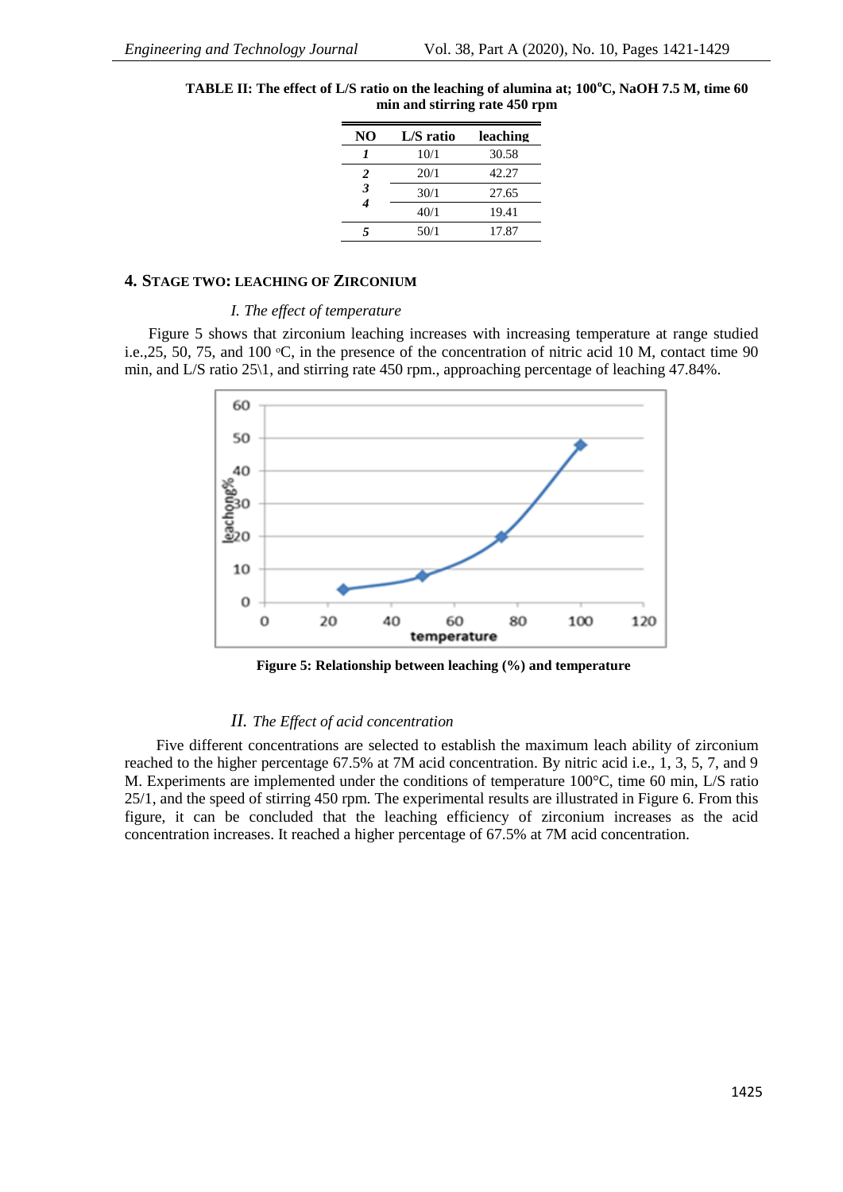**TABLE II: The effect of L/S ratio on the leaching of alumina at; 100°C, NaOH 7.5 M, time 60 min and stirring rate 450 rpm**

| NO | L/S ratio | leaching |
|---|---|---|
| *1* | 10/1 | 30.58 |
| *2* | 20/1 | 42.27 |
| *3* | 30/1 | 27.65 |
| *4* | 40/1 | 19.41 |
| *5* | 50/1 | 17.87 |

## 4. Stage Two: Leaching of Zirconium

### *I. The effect of temperature*

Figure 5 shows that zirconium leaching increases with increasing temperature at range studied i.e.,25, 50, 75, and 100 °C, in the presence of the concentration of nitric acid 10 M, contact time 90 min, and L/S ratio 25\1, and stirring rate 450 rpm., approaching percentage of leaching 47.84%.

**Figure 5: Relationship between leaching (%) and temperature**

### *II. The Effect of acid concentration*

Five different concentrations are selected to establish the maximum leach ability of zirconium reached to the higher percentage 67.5% at 7M acid concentration. By nitric acid i.e., 1, 3, 5, 7, and 9 M. Experiments are implemented under the conditions of temperature 100°C, time 60 min, L/S ratio 25/1, and the speed of stirring 450 rpm. The experimental results are illustrated in Figure 6. From this figure, it can be concluded that the leaching efficiency of zirconium increases as the acid concentration increases. It reached a higher percentage of 67.5% at 7M acid concentration.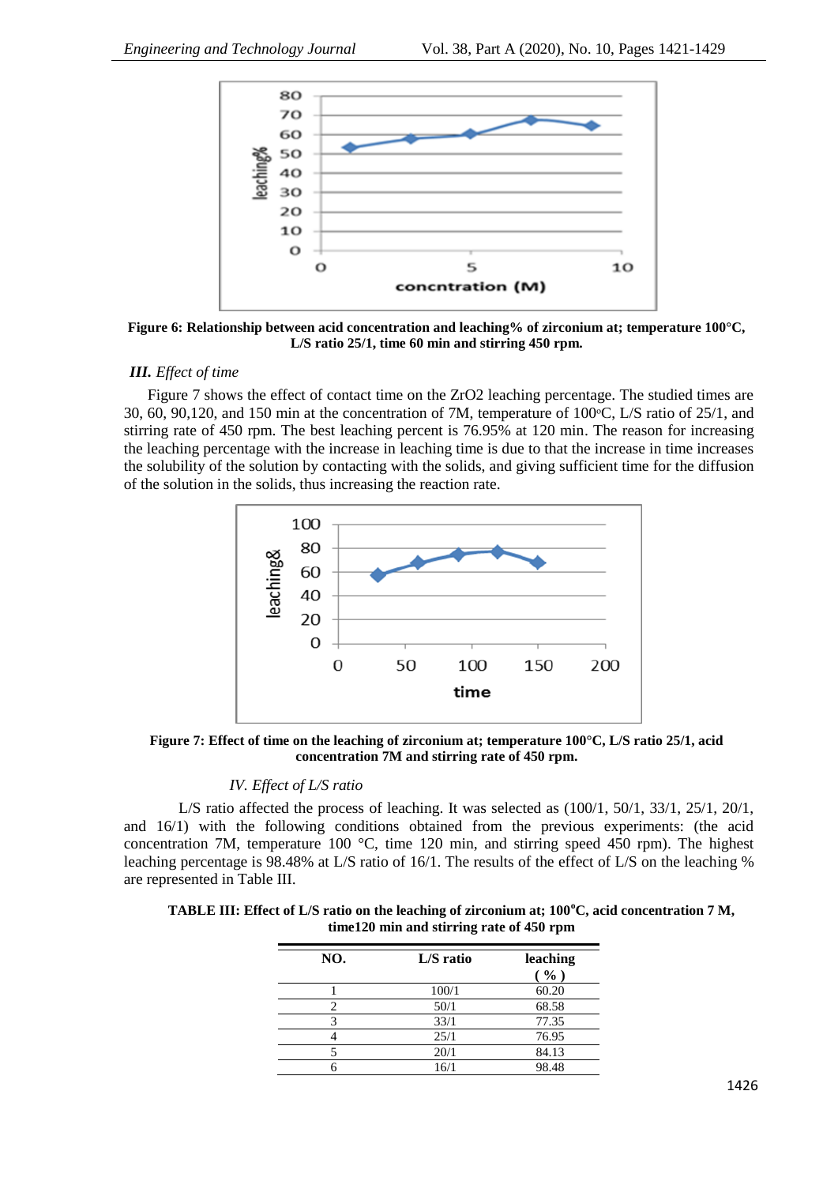**Figure 6: Relationship between acid concentration and leaching% of zirconium at; temperature 100°C, L/S ratio 25/1, time 60 min and stirring 450 rpm.**

### *III. Effect of time*

Figure 7 shows the effect of contact time on the ZrO2 leaching percentage. The studied times are 30, 60, 90,120, and 150 min at the concentration of 7M, temperature of 100°C, L/S ratio of 25/1, and stirring rate of 450 rpm. The best leaching percent is 76.95% at 120 min. The reason for increasing the leaching percentage with the increase in leaching time is due to that the increase in time increases the solubility of the solution by contacting with the solids, and giving sufficient time for the diffusion of the solution in the solids, thus increasing the reaction rate.

**Figure 7: Effect of time on the leaching of zirconium at; temperature 100°C, L/S ratio 25/1, acid concentration 7M and stirring rate of 450 rpm.**

### *IV. Effect of L/S ratio*

L/S ratio affected the process of leaching. It was selected as (100/1, 50/1, 33/1, 25/1, 20/1, and 16/1) with the following conditions obtained from the previous experiments: (the acid concentration 7M, temperature 100 °C, time 120 min, and stirring speed 450 rpm). The highest leaching percentage is 98.48% at L/S ratio of 16/1. The results of the effect of L/S on the leaching % are represented in Table III.

**TABLE III: Effect of L/S ratio on the leaching of zirconium at; 100°C, acid concentration 7 M, time120 min and stirring rate of 450 rpm**

| NO. | L/S ratio | leaching ( % ) |
|---|---|---|
| 1 | 100/1 | 60.20 |
| 2 | 50/1 | 68.58 |
| 3 | 33/1 | 77.35 |
| 4 | 25/1 | 76.95 |
| 5 | 20/1 | 84.13 |
| 6 | 16/1 | 98.48 |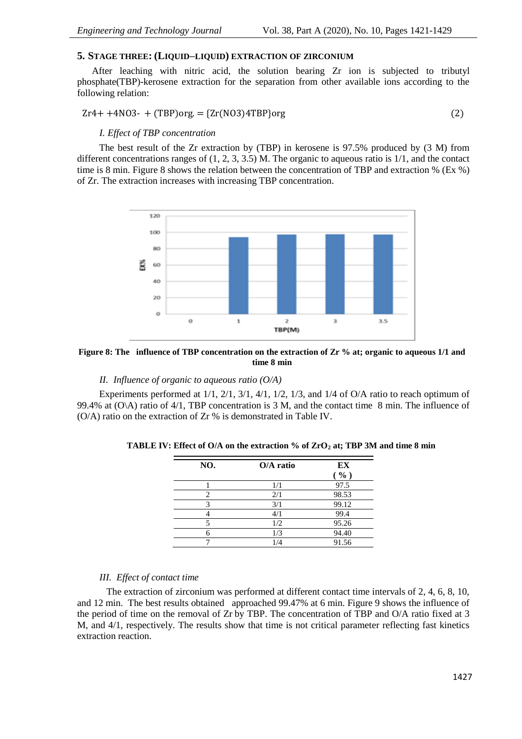## 5. Stage Three: (Liquid–Liquid) Extraction of Zirconium

After leaching with nitric acid, the solution bearing Zr ion is subjected to tributyl phosphate(TBP)-kerosene extraction for the separation from other available ions according to the following relation:

$$Zr^{4+} + 4NO_3^{-} + (TBP)_{org.} = \{Zr(NO_3)_4TBP\}_{org} \quad (2)$$

### *I. Effect of TBP concentration*

The best result of the Zr extraction by (TBP) in kerosene is 97.5% produced by (3 M) from different concentrations ranges of (1, 2, 3, 3.5) M. The organic to aqueous ratio is 1/1, and the contact time is 8 min. Figure 8 shows the relation between the concentration of TBP and extraction % (Ex %) of Zr. The extraction increases with increasing TBP concentration.

**Figure 8: The influence of TBP concentration on the extraction of Zr % at; organic to aqueous 1/1 and time 8 min**

### *II. Influence of organic to aqueous ratio (O/A)*

Experiments performed at 1/1, 2/1, 3/1, 4/1, 1/2, 1/3, and 1/4 of O/A ratio to reach optimum of 99.4% at (O\A) ratio of 4/1, TBP concentration is 3 M, and the contact time 8 min. The influence of (O/A) ratio on the extraction of Zr % is demonstrated in Table IV.

**TABLE IV: Effect of O/A on the extraction % of $ZrO_2$ at; TBP 3M and time 8 min**

| NO. | O/A ratio | EX (%) |
|---|---|---|
| 1 | 1/1 | 97.5 |
| 2 | 2/1 | 98.53 |
| 3 | 3/1 | 99.12 |
| 4 | 4/1 | 99.4 |
| 5 | 1/2 | 95.26 |
| 6 | 1/3 | 94.40 |
| 7 | 1/4 | 91.56 |

### *III. Effect of contact time*

The extraction of zirconium was performed at different contact time intervals of 2, 4, 6, 8, 10, and 12 min. The best results obtained approached 99.47% at 6 min. Figure 9 shows the influence of the period of time on the removal of Zr by TBP. The concentration of TBP and O/A ratio fixed at 3 M, and 4/1, respectively. The results show that time is not critical parameter reflecting fast kinetics extraction reaction.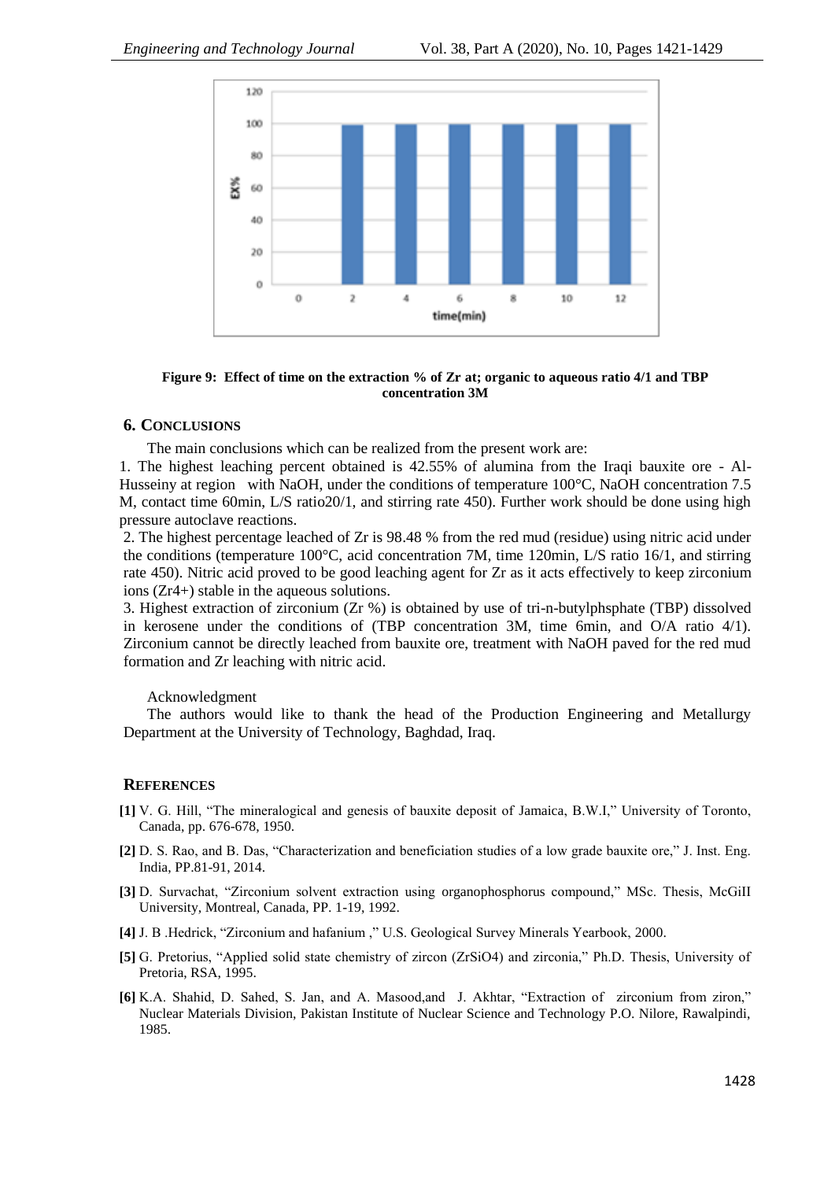**Figure 9: Effect of time on the extraction % of Zr at; organic to aqueous ratio 4/1 and TBP concentration 3M**

## 6. CONCLUSIONS

The main conclusions which can be realized from the present work are:

1. The highest leaching percent obtained is 42.55% of alumina from the Iraqi bauxite ore - Al-Husseiny at region with NaOH, under the conditions of temperature 100°C, NaOH concentration 7.5 M, contact time 60min, L/S ratio20/1, and stirring rate 450). Further work should be done using high pressure autoclave reactions.

2. The highest percentage leached of Zr is 98.48 % from the red mud (residue) using nitric acid under the conditions (temperature 100°C, acid concentration 7M, time 120min, L/S ratio 16/1, and stirring rate 450). Nitric acid proved to be good leaching agent for Zr as it acts effectively to keep zirconium ions ($Zr^{4+}$) stable in the aqueous solutions.

3. Highest extraction of zirconium (Zr %) is obtained by use of tri-n-butylphsphate (TBP) dissolved in kerosene under the conditions of (TBP concentration 3M, time 6min, and O/A ratio 4/1). Zirconium cannot be directly leached from bauxite ore, treatment with NaOH paved for the red mud formation and Zr leaching with nitric acid.

Acknowledgment

The authors would like to thank the head of the Production Engineering and Metallurgy Department at the University of Technology, Baghdad, Iraq.

## REFERENCES

**[1]** V. G. Hill, "The mineralogical and genesis of bauxite deposit of Jamaica, B.W.I," University of Toronto, Canada, pp. 676-678, 1950.

**[2]** D. S. Rao, and B. Das, "Characterization and beneficiation studies of a low grade bauxite ore," J. Inst. Eng. India, PP.81-91, 2014.

**[3]** D. Survachat, "Zirconium solvent extraction using organophosphorus compound," MSc. Thesis, McGilI University, Montreal, Canada, PP. 1-19, 1992.

**[4]** J. B .Hedrick, "Zirconium and hafanium ," U.S. Geological Survey Minerals Yearbook, 2000.

**[5]** G. Pretorius, "Applied solid state chemistry of zircon ($ZrSiO_4$) and zirconia," Ph.D. Thesis, University of Pretoria, RSA, 1995.

**[6]** K.A. Shahid, D. Sahed, S. Jan, and A. Masood,and J. Akhtar, "Extraction of zirconium from ziron," Nuclear Materials Division, Pakistan Institute of Nuclear Science and Technology P.O. Nilore, Rawalpindi, 1985.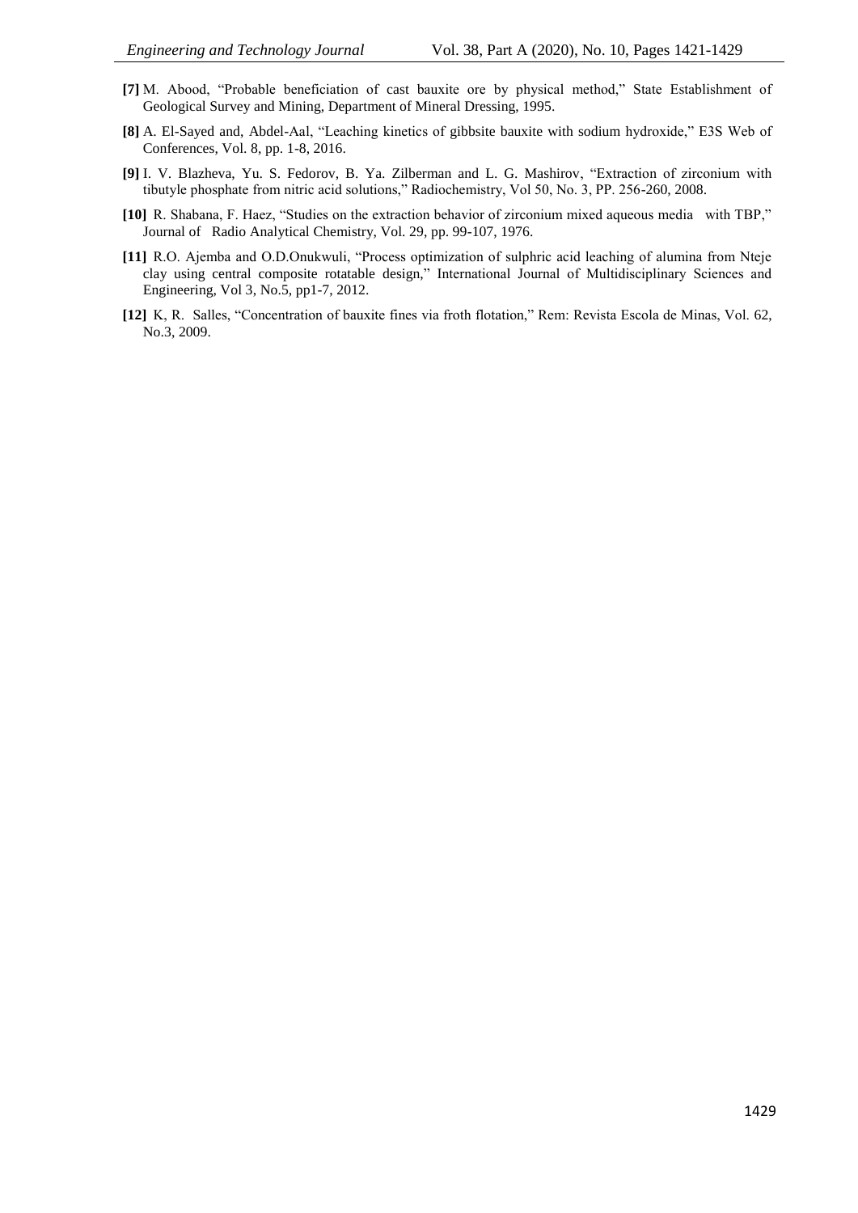**[7]** M. Abood, "Probable beneficiation of cast bauxite ore by physical method," State Establishment of Geological Survey and Mining, Department of Mineral Dressing, 1995.

**[8]** A. El-Sayed and, Abdel-Aal, "Leaching kinetics of gibbsite bauxite with sodium hydroxide," E3S Web of Conferences, Vol. 8, pp. 1-8, 2016.

**[9]** I. V. Blazheva, Yu. S. Fedorov, B. Ya. Zilberman and L. G. Mashirov, "Extraction of zirconium with tibutyle phosphate from nitric acid solutions," Radiochemistry, Vol 50, No. 3, PP. 256-260, 2008.

**[10]** R. Shabana, F. Haez, "Studies on the extraction behavior of zirconium mixed aqueous media with TBP," Journal of Radio Analytical Chemistry, Vol. 29, pp. 99-107, 1976.

**[11]** R.O. Ajemba and O.D.Onukwuli, "Process optimization of sulphric acid leaching of alumina from Nteje clay using central composite rotatable design," International Journal of Multidisciplinary Sciences and Engineering, Vol 3, No.5, pp1-7, 2012.

**[12]** K, R. Salles, "Concentration of bauxite fines via froth flotation," Rem: Revista Escola de Minas, Vol. 62, No.3, 2009.